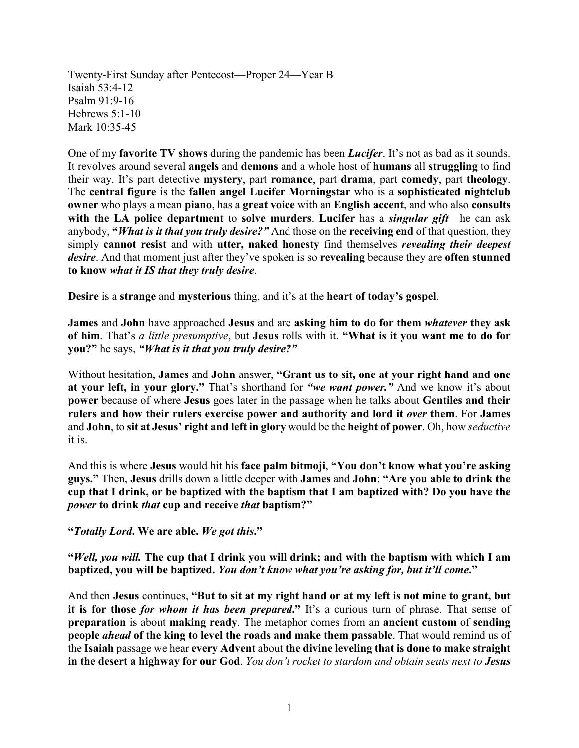Twenty-First Sunday after Pentecost—Proper 24—Year B
Isaiah 53:4-12
Psalm 91:9-16
Hebrews 5:1-10
Mark 10:35-45

One of my **favorite TV shows** during the pandemic has been ***Lucifer***. It's not as bad as it sounds. It revolves around several **angels** and **demons** and a whole host of **humans** all **struggling** to find their way. It's part detective **mystery**, part **romance**, part **drama**, part **comedy**, part **theology**. The **central figure** is the **fallen angel Lucifer Morningstar** who is a **sophisticated nightclub owner** who plays a mean **piano**, has a **great voice** with an **English accent**, and who also **consults with the LA police department** to **solve murders**. **Lucifer** has a ***singular gift***—he can ask anybody, **"*What is it that you truly desire?"*** And those on the **receiving end** of that question, they simply **cannot resist** and with **utter, naked honesty** find themselves ***revealing their deepest desire***. And that moment just after they've spoken is so **revealing** because they are **often stunned to know *what it IS that they truly desire***.

**Desire** is a **strange** and **mysterious** thing, and it's at the **heart of today's gospel**.

**James** and **John** have approached **Jesus** and are **asking him to do for them *whatever* they ask of him**. That's *a little presumptive*, but **Jesus** rolls with it. **"What is it you want me to do for you?"** he says, ***"What is it that you truly desire?"***

Without hesitation, **James** and **John** answer, **"Grant us to sit, one at your right hand and one at your left, in your glory."** That's shorthand for ***"we want power."*** And we know it's about **power** because of where **Jesus** goes later in the passage when he talks about **Gentiles and their rulers and how their rulers exercise power and authority and lord it *over* them**. For **James** and **John**, to **sit at Jesus' right and left in glory** would be the **height of power**. Oh, how *seductive* it is.

And this is where **Jesus** would hit his **face palm bitmoji**, **"You don't know what you're asking guys."** Then, **Jesus** drills down a little deeper with **James** and **John**: **"Are you able to drink the cup that I drink, or be baptized with the baptism that I am baptized with? Do you have the *power* to drink *that* cup and receive *that* baptism?"**

**"*Totally Lord*. We are able. *We got this*."**

**"*Well, you will.* The cup that I drink you will drink; and with the baptism with which I am baptized, you will be baptized. *You don't know what you're asking for, but it'll come*."**

And then **Jesus** continues, **"But to sit at my right hand or at my left is not mine to grant, but it is for those *for whom it has been prepared*."** It's a curious turn of phrase. That sense of **preparation** is about **making ready**. The metaphor comes from an **ancient custom** of **sending people *ahead* of the king to level the roads and make them passable**. That would remind us of the **Isaiah** passage we hear **every Advent** about **the divine leveling that is done to make straight in the desert a highway for our God**. *You don't rocket to stardom and obtain seats next to **Jesus***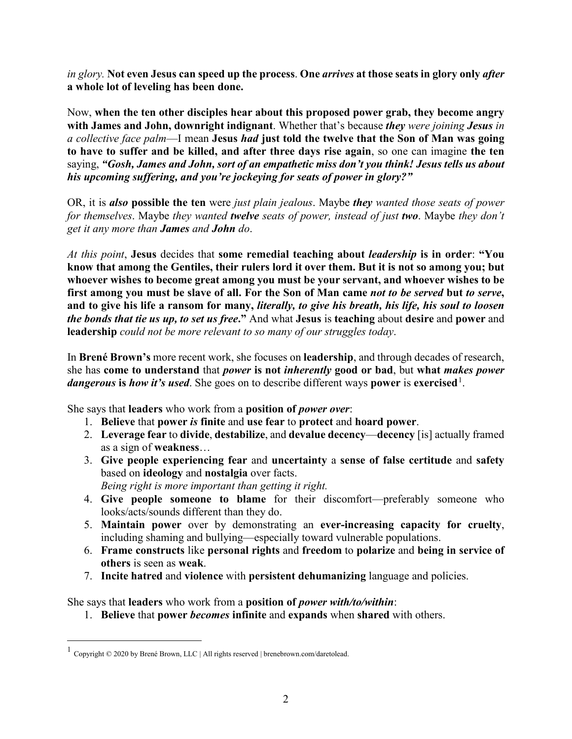*in glory.* **Not even Jesus can speed up the process**. **One *arrives* at those seats in glory only *after* a whole lot of leveling has been done.**

Now, **when the ten other disciples hear about this proposed power grab, they become angry with James and John, downright indignant**. Whether that's because ***they*** *were joining* ***Jesus*** *in a collective face palm*—I mean **Jesus *had* just told the twelve that the Son of Man was going to have to suffer and be killed, and after three days rise again**, so one can imagine **the ten** saying, ***"Gosh, James and John, sort of an empathetic miss don't you think! Jesus tells us about his upcoming suffering, and you're jockeying for seats of power in glory?"***

OR, it is ***also*** **possible the ten** were *just plain jealous*. Maybe ***they*** *wanted those seats of power for themselves*. Maybe *they wanted* ***twelve*** *seats of power, instead of just* ***two***. Maybe *they don't get it any more than* ***James*** *and* ***John*** *do*.

*At this point*, **Jesus** decides that **some remedial teaching about *leadership* is in order**: **"You know that among the Gentiles, their rulers lord it over them. But it is not so among you; but whoever wishes to become great among you must be your servant, and whoever wishes to be first among you must be slave of all. For the Son of Man came *not to be served* but *to serve*, and to give his life a ransom for many, *literally, to give his breath, his life, his soul to loosen the bonds that tie us up, to set us free*."** And what **Jesus** is **teaching** about **desire** and **power** and **leadership** *could not be more relevant to so many of our struggles today*.

In **Brené Brown's** more recent work, she focuses on **leadership**, and through decades of research, she has **come to understand** that ***power* is not *inherently* good or bad**, but **what *makes power dangerous* is *how it's used***. She goes on to describe different ways **power** is **exercised**[1].

She says that **leaders** who work from a **position of *power over***:

1. **Believe** that **power *is* finite** and **use fear** to **protect** and **hoard power**.
2. **Leverage fear** to **divide**, **destabilize**, and **devalue decency**—**decency** [is] actually framed as a sign of **weakness**…
3. **Give people experiencing fear** and **uncertainty** a **sense of false certitude** and **safety** based on **ideology** and **nostalgia** over facts.
   *Being right is more important than getting it right.*
4. **Give people someone to blame** for their discomfort—preferably someone who looks/acts/sounds different than they do.
5. **Maintain power** over by demonstrating an **ever-increasing capacity for cruelty**, including shaming and bullying—especially toward vulnerable populations.
6. **Frame constructs** like **personal rights** and **freedom** to **polarize** and **being in service of others** is seen as **weak**.
7. **Incite hatred** and **violence** with **persistent dehumanizing** language and policies.

She says that **leaders** who work from a **position of *power with/to/within***:

1. **Believe** that **power *becomes* infinite** and **expands** when **shared** with others.

---

[1] Copyright © 2020 by Brené Brown, LLC | All rights reserved | brenebrown.com/daretolead.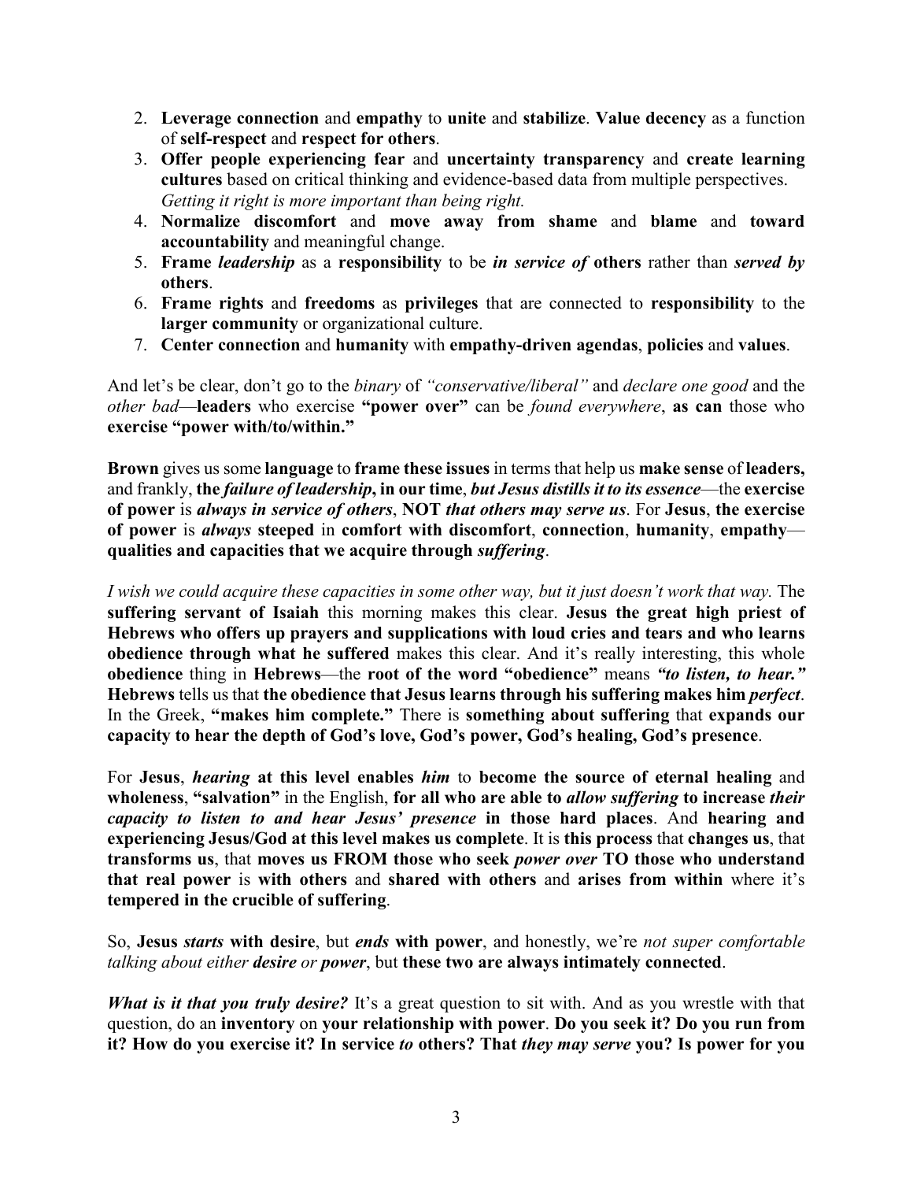2. **Leverage connection** and **empathy** to **unite** and **stabilize**. **Value decency** as a function of **self-respect** and **respect for others**.
3. **Offer people experiencing fear** and **uncertainty transparency** and **create learning cultures** based on critical thinking and evidence-based data from multiple perspectives. *Getting it right is more important than being right.*
4. **Normalize discomfort** and **move away from shame** and **blame** and **toward accountability** and meaningful change.
5. **Frame *leadership*** as a **responsibility** to be ***in service of*** **others** rather than ***served by*** **others**.
6. **Frame rights** and **freedoms** as **privileges** that are connected to **responsibility** to the **larger community** or organizational culture.
7. **Center connection** and **humanity** with **empathy-driven agendas**, **policies** and **values**.

And let's be clear, don't go to the *binary* of *"conservative/liberal"* and *declare one good* and the *other bad*—**leaders** who exercise **"power over"** can be *found everywhere*, **as can** those who **exercise "power with/to/within."**

**Brown** gives us some **language** to **frame these issues** in terms that help us **make sense** of **leaders,** and frankly, **the *failure of leadership*, in our time**, ***but Jesus distills it to its essence***—the **exercise of power** is ***always in service of others***, **NOT *that others may serve us***. For **Jesus**, **the exercise of power** is ***always*** **steeped** in **comfort with discomfort**, **connection**, **humanity**, **empathy**—**qualities and capacities that we acquire through *suffering***.

*I wish we could acquire these capacities in some other way, but it just doesn't work that way.* The **suffering servant of Isaiah** this morning makes this clear. **Jesus the great high priest of Hebrews who offers up prayers and supplications with loud cries and tears and who learns obedience through what he suffered** makes this clear. And it's really interesting, this whole **obedience** thing in **Hebrews**—the **root of the word "obedience"** means ***"to listen, to hear."*** **Hebrews** tells us that **the obedience that Jesus learns through his suffering makes him *perfect***. In the Greek, **"makes him complete."** There is **something about suffering** that **expands our capacity to hear the depth of God's love, God's power, God's healing, God's presence**.

For **Jesus**, ***hearing*** **at this level enables *him*** to **become the source of eternal healing** and **wholeness**, **"salvation"** in the English, **for all who are able to *allow suffering* to increase *their capacity to listen to and hear Jesus' presence*** **in those hard places**. And **hearing and experiencing Jesus/God at this level makes us complete**. It is **this process** that **changes us**, that **transforms us**, that **moves us FROM those who seek *power over* TO those who understand that real power** is **with others** and **shared with others** and **arises from within** where it's **tempered in the crucible of suffering**.

So, **Jesus *starts* with desire**, but ***ends* with power**, and honestly, we're *not super comfortable talking about either **desire** or **power***, but **these two are always intimately connected**.

***What is it that you truly desire?*** It's a great question to sit with. And as you wrestle with that question, do an **inventory** on **your relationship with power**. **Do you seek it? Do you run from it? How do you exercise it? In service *to* others? That *they may serve* you? Is power for you**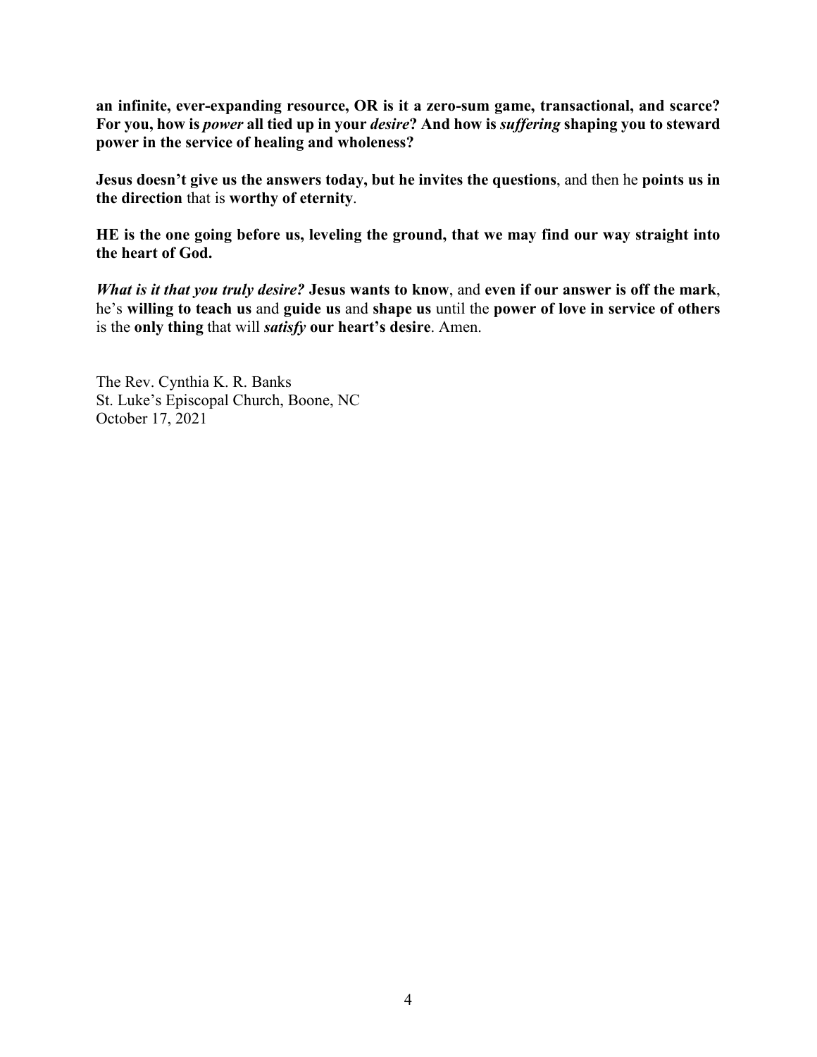**an infinite, ever-expanding resource, OR is it a zero-sum game, transactional, and scarce? For you, how is *power* all tied up in your *desire*? And how is *suffering* shaping you to steward power in the service of healing and wholeness?**

**Jesus doesn't give us the answers today, but he invites the questions**, and then he **points us in the direction** that is **worthy of eternity**.

**HE is the one going before us, leveling the ground, that we may find our way straight into the heart of God.**

***What is it that you truly desire?*** **Jesus wants to know**, and **even if our answer is off the mark**, he's **willing to teach us** and **guide us** and **shape us** until the **power of love in service of others** is the **only thing** that will ***satisfy*** **our heart's desire**. Amen.

The Rev. Cynthia K. R. Banks
St. Luke's Episcopal Church, Boone, NC
October 17, 2021